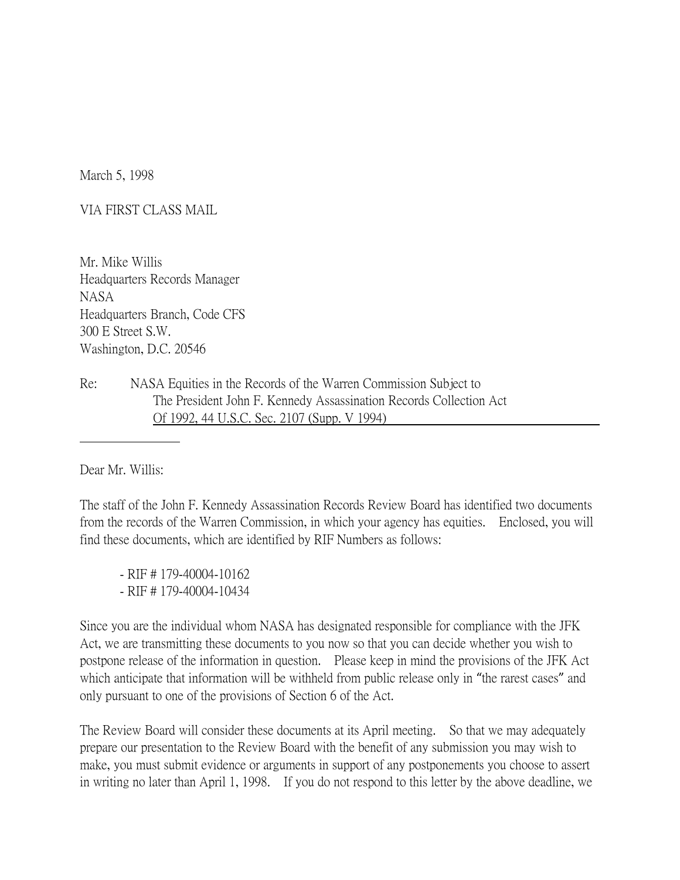March 5, 1998

VIA FIRST CLASS MAIL

Mr. Mike Willis
Headquarters Records Manager
NASA
Headquarters Branch, Code CFS
300 E Street S.W.
Washington, D.C. 20546

Re: NASA Equities in the Records of the Warren Commission Subject to The President John F. Kennedy Assassination Records Collection Act Of 1992, 44 U.S.C. Sec. 2107 (Supp. V 1994)

Dear Mr. Willis:

The staff of the John F. Kennedy Assassination Records Review Board has identified two documents from the records of the Warren Commission, in which your agency has equities. Enclosed, you will find these documents, which are identified by RIF Numbers as follows:

- RIF # 179-40004-10162
- RIF # 179-40004-10434

Since you are the individual whom NASA has designated responsible for compliance with the JFK Act, we are transmitting these documents to you now so that you can decide whether you wish to postpone release of the information in question. Please keep in mind the provisions of the JFK Act which anticipate that information will be withheld from public release only in "the rarest cases" and only pursuant to one of the provisions of Section 6 of the Act.

The Review Board will consider these documents at its April meeting. So that we may adequately prepare our presentation to the Review Board with the benefit of any submission you may wish to make, you must submit evidence or arguments in support of any postponements you choose to assert in writing no later than April 1, 1998. If you do not respond to this letter by the above deadline, we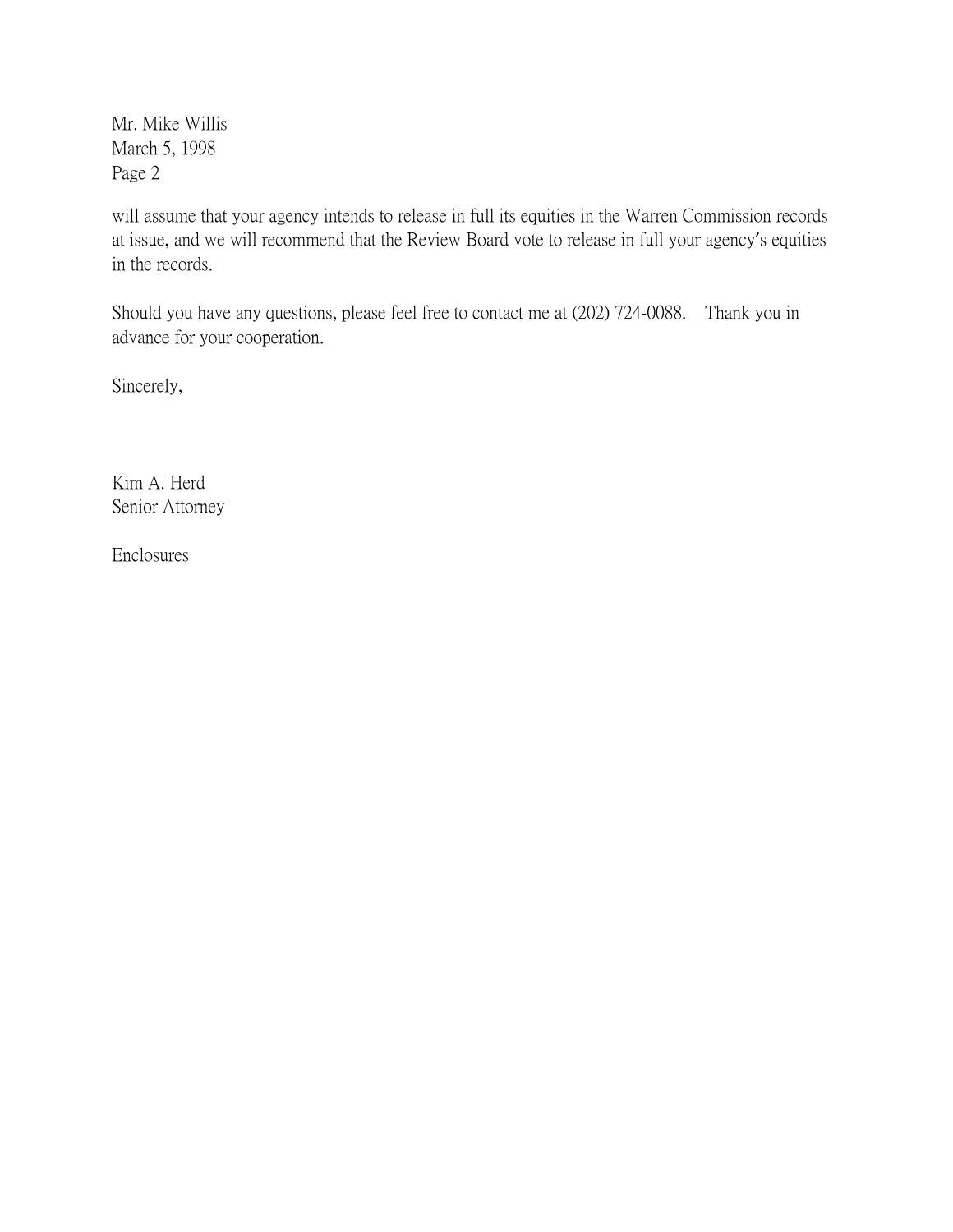will assume that your agency intends to release in full its equities in the Warren Commission records at issue, and we will recommend that the Review Board vote to release in full your agency's equities in the records.

Should you have any questions, please feel free to contact me at (202) 724-0088. Thank you in advance for your cooperation.

Sincerely,

Kim A. Herd
Senior Attorney

Enclosures